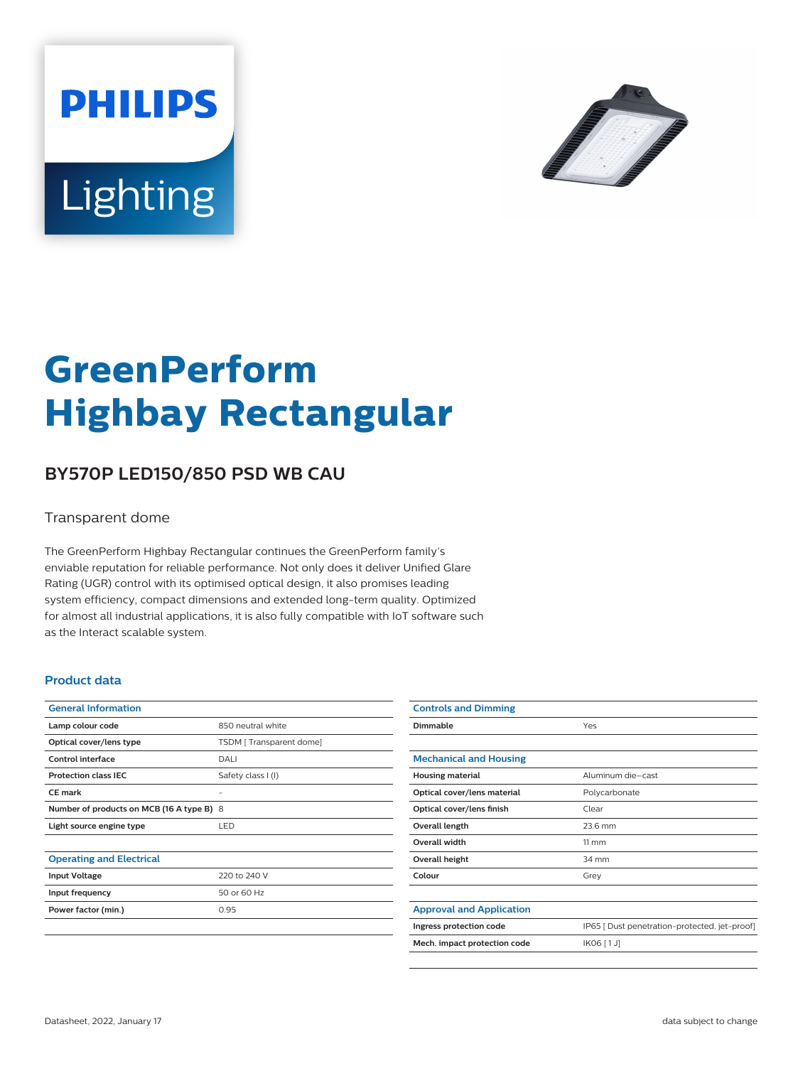# GreenPerform Highbay Rectangular

## BY570P LED150/850 PSD WB CAU

Transparent dome

The GreenPerform Highbay Rectangular continues the GreenPerform family's enviable reputation for reliable performance. Not only does it deliver Unified Glare Rating (UGR) control with its optimised optical design, it also promises leading system efficiency, compact dimensions and extended long-term quality. Optimized for almost all industrial applications, it is also fully compatible with IoT software such as the Interact scalable system.

### Product data

| General Information | |
|---|---|
| **Lamp colour code** | 850 neutral white |
| **Optical cover/lens type** | TSDM [ Transparent dome] |
| **Control interface** | DALI |
| **Protection class IEC** | Safety class I (I) |
| **CE mark** | - |
| **Number of products on MCB (16 A type B)** | 8 |
| **Light source engine type** | LED |

| Operating and Electrical | |
|---|---|
| **Input Voltage** | 220 to 240 V |
| **Input frequency** | 50 or 60 Hz |
| **Power factor (min.)** | 0.95 |

| Controls and Dimming | |
|---|---|
| **Dimmable** | Yes |

| Mechanical and Housing | |
|---|---|
| **Housing material** | Aluminum die-cast |
| **Optical cover/lens material** | Polycarbonate |
| **Optical cover/lens finish** | Clear |
| **Overall length** | 23.6 mm |
| **Overall width** | 11 mm |
| **Overall height** | 34 mm |
| **Colour** | Grey |

| Approval and Application | |
|---|---|
| **Ingress protection code** | IP65 [ Dust penetration-protected, jet-proof] |
| **Mech. impact protection code** | IK06 [ 1 J] |

Datasheet, 2022, January 17

data subject to change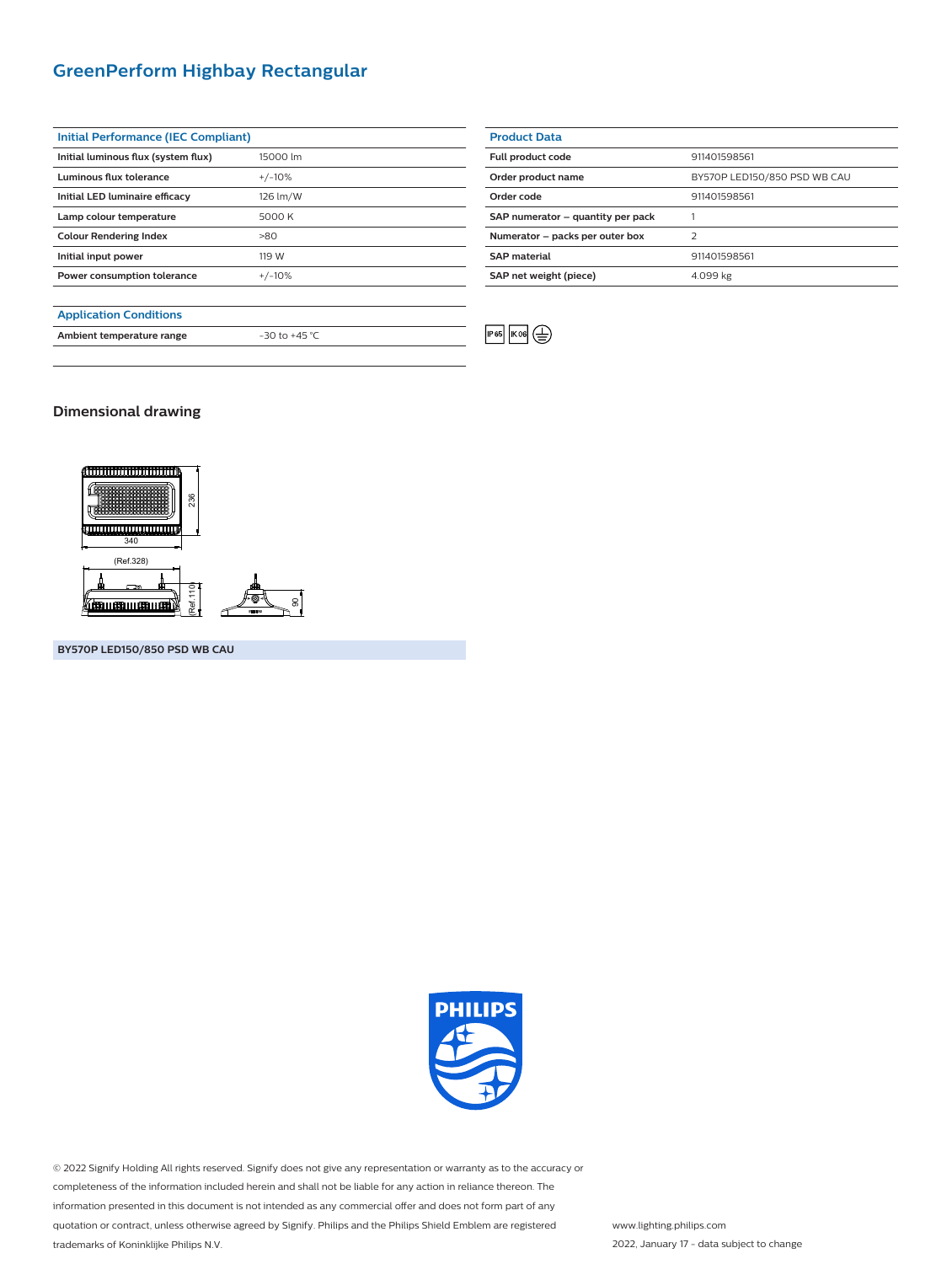## GreenPerform Highbay Rectangular

| Initial Performance (IEC Compliant) | |
|---|---|
| Initial luminous flux (system flux) | 15000 lm |
| Luminous flux tolerance | +/-10% |
| Initial LED luminaire efficacy | 126 lm/W |
| Lamp colour temperature | 5000 K |
| Colour Rendering Index | >80 |
| Initial input power | 119 W |
| Power consumption tolerance | +/-10% |

| Application Conditions | |
|---|---|
| Ambient temperature range | -30 to +45 °C |

| Product Data | |
|---|---|
| Full product code | 911401598561 |
| Order product name | BY570P LED150/850 PSD WB CAU |
| Order code | 911401598561 |
| SAP numerator – quantity per pack | 1 |
| Numerator – packs per outer box | 2 |
| SAP material | 911401598561 |
| SAP net weight (piece) | 4.099 kg |

IP65 IK06

### Dimensional drawing

236
340
(Ref.328)
(Ref.110)
90

BY570P LED150/850 PSD WB CAU

© 2022 Signify Holding All rights reserved. Signify does not give any representation or warranty as to the accuracy or completeness of the information included herein and shall not be liable for any action in reliance thereon. The information presented in this document is not intended as any commercial offer and does not form part of any quotation or contract, unless otherwise agreed by Signify. Philips and the Philips Shield Emblem are registered trademarks of Koninklijke Philips N.V.

www.lighting.philips.com
2022, January 17 - data subject to change